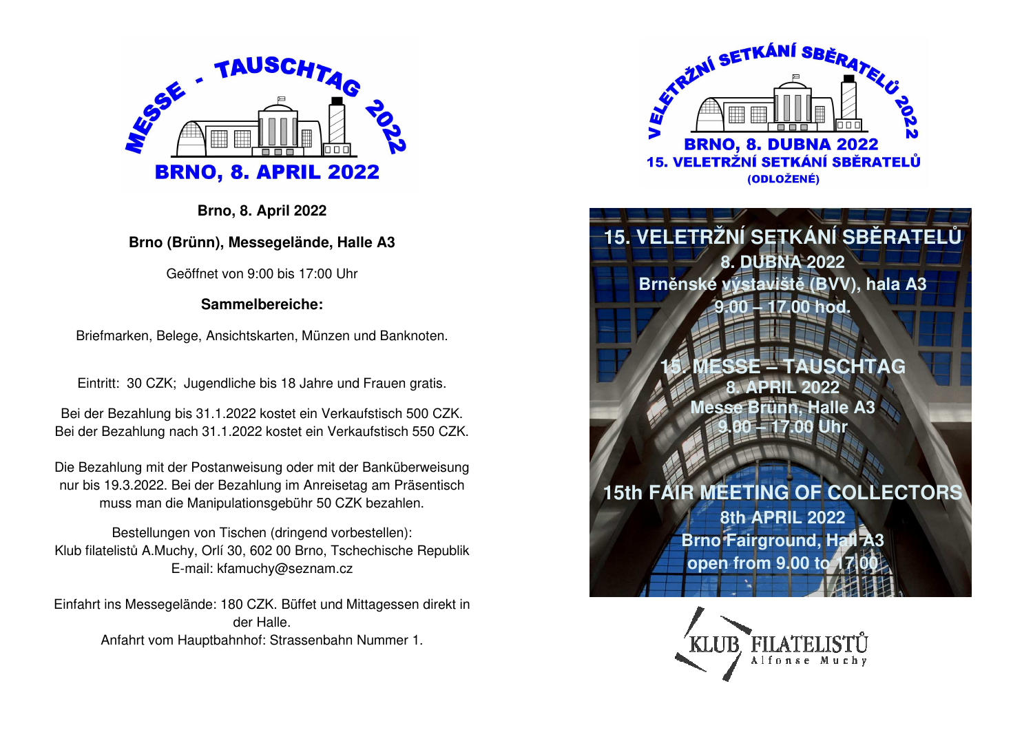MESSE - TAUSCHTAG 2022

BRNO, 8. APRIL 2022

**Brno, 8. April 2022**

**Brno (Brünn), Messegelände, Halle A3**

Geöffnet von 9:00 bis 17:00 Uhr

**Sammelbereiche:**

Briefmarken, Belege, Ansichtskarten, Münzen und Banknoten.

Eintritt: 30 CZK; Jugendliche bis 18 Jahre und Frauen gratis.

Bei der Bezahlung bis 31.1.2022 kostet ein Verkaufstisch 500 CZK.
Bei der Bezahlung nach 31.1.2022 kostet ein Verkaufstisch 550 CZK.

Die Bezahlung mit der Postanweisung oder mit der Banküberweisung nur bis 19.3.2022. Bei der Bezahlung im Anreisetag am Präsentisch muss man die Manipulationsgebühr 50 CZK bezahlen.

Bestellungen von Tischen (dringend vorbestellen):
Klub filatelistů A.Muchy, Orlí 30, 602 00 Brno, Tschechische Republik
E-mail: kfamuchy@seznam.cz

Einfahrt ins Messegelände: 180 CZK. Büffet und Mittagessen direkt in der Halle.
Anfahrt vom Hauptbahnhof: Strassenbahn Nummer 1.

VELETRŽNÍ SETKÁNÍ SBĚRATELŮ 2022

BRNO, 8. DUBNA 2022
15. VELETRŽNÍ SETKÁNÍ SBĚRATELŮ
(ODLOŽENÉ)

**15. VELETRŽNÍ SETKÁNÍ SBĚRATELŮ**
**8. DUBNA 2022**
**Brněnské výstaviště (BVV), hala A3**
**9.00 – 17.00 hod.**

**15. MESSE – TAUSCHTAG**
**8. APRIL 2022**
**Messe Brünn, Halle A3**
**9.00 – 17.00 Uhr**

**15th FAIR MEETING OF COLLECTORS**
**8th APRIL 2022**
**Brno Fairground, Hall A3**
**open from 9.00 to 17.00**

KLUB FILATELISTŮ Alfonse Muchy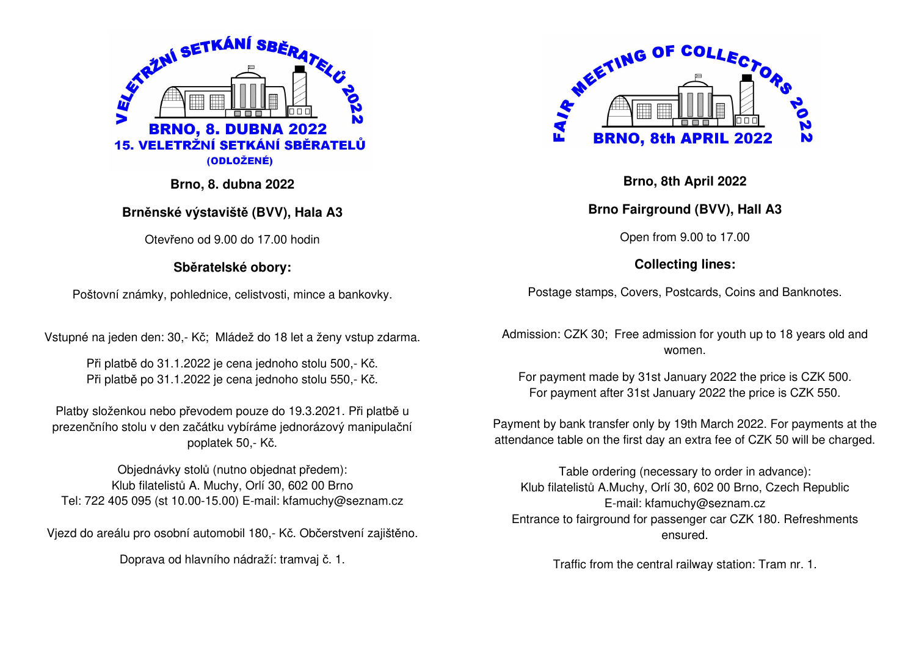VELETRŽNÍ SETKÁNÍ SBĚRATELŮ 2022

**BRNO, 8. DUBNA 2022**

**15. VELETRŽNÍ SETKÁNÍ SBĚRATELŮ**

**(ODLOŽENÉ)**

**Brno, 8. dubna 2022**

**Brněnské výstaviště (BVV), Hala A3**

Otevřeno od 9.00 do 17.00 hodin

**Sběratelské obory:**

Poštovní známky, pohlednice, celistvosti, mince a bankovky.

Vstupné na jeden den: 30,- Kč; Mládež do 18 let a ženy vstup zdarma.

Při platbě do 31.1.2022 je cena jednoho stolu 500,- Kč.
Při platbě po 31.1.2022 je cena jednoho stolu 550,- Kč.

Platby složenkou nebo převodem pouze do 19.3.2021. Při platbě u prezenčního stolu v den začátku vybíráme jednorázový manipulační poplatek 50,- Kč.

Objednávky stolů (nutno objednat předem):
Klub filatelistů A. Muchy, Orlí 30, 602 00 Brno
Tel: 722 405 095 (st 10.00-15.00) E-mail: kfamuchy@seznam.cz

Vjezd do areálu pro osobní automobil 180,- Kč. Občerstvení zajištěno.

Doprava od hlavního nádraží: tramvaj č. 1.

FAIR MEETING OF COLLECTORS 2022

**BRNO, 8th APRIL 2022**

**Brno, 8th April 2022**

**Brno Fairground (BVV), Hall A3**

Open from 9.00 to 17.00

**Collecting lines:**

Postage stamps, Covers, Postcards, Coins and Banknotes.

Admission: CZK 30; Free admission for youth up to 18 years old and women.

For payment made by 31st January 2022 the price is CZK 500.
For payment after 31st January 2022 the price is CZK 550.

Payment by bank transfer only by 19th March 2022. For payments at the attendance table on the first day an extra fee of CZK 50 will be charged.

Table ordering (necessary to order in advance):
Klub filatelistů A.Muchy, Orlí 30, 602 00 Brno, Czech Republic
E-mail: kfamuchy@seznam.cz
Entrance to fairground for passenger car CZK 180. Refreshments ensured.

Traffic from the central railway station: Tram nr. 1.